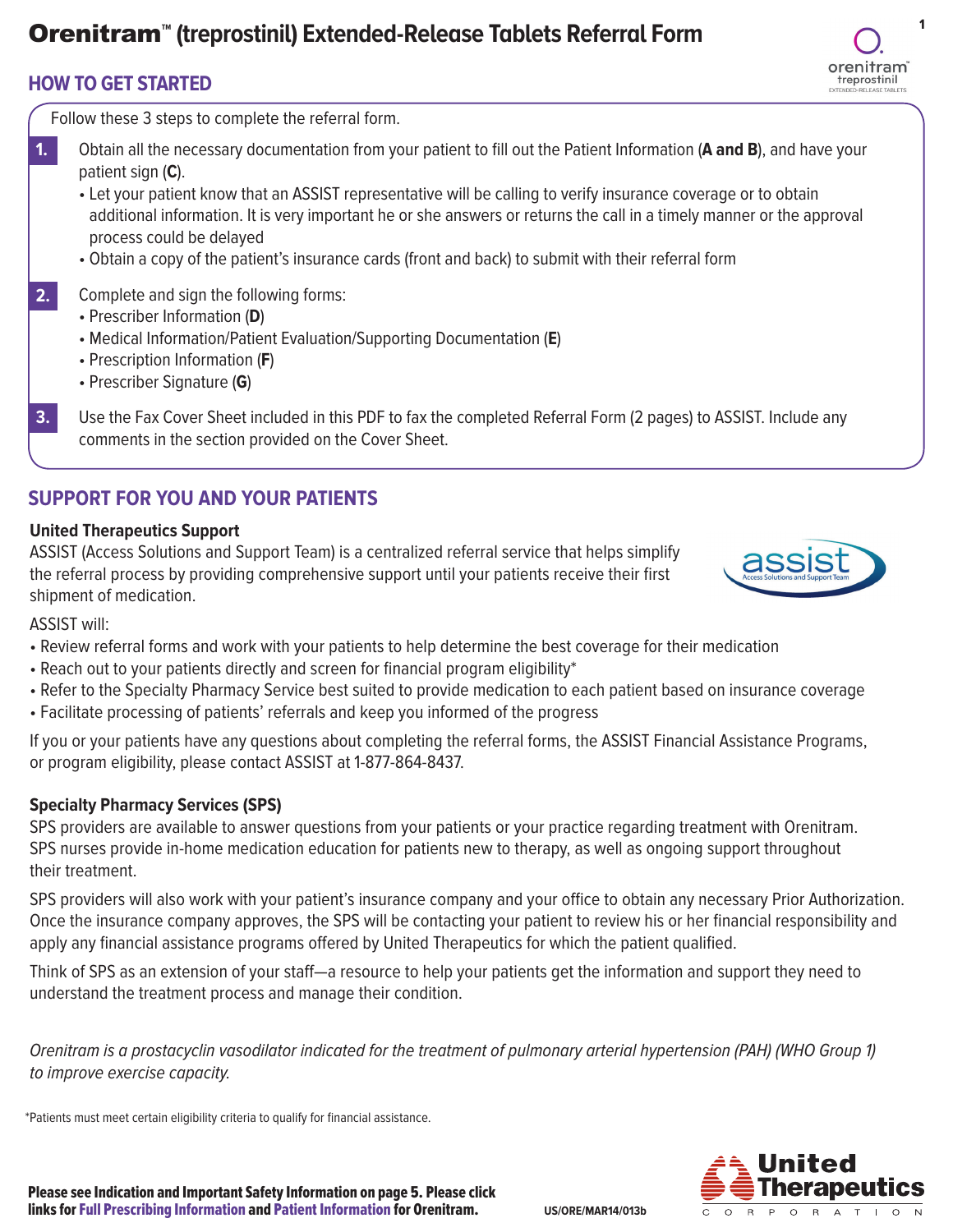# Orenitram™ (treprostinil) Extended-Release Tablets Referral Form

## HOW TO GET STARTED

Follow these 3 steps to complete the referral form.

1. Obtain all the necessary documentation from your patient to fill out the Patient Information (**A and B**), and have your patient sign (**C**).
   - Let your patient know that an ASSIST representative will be calling to verify insurance coverage or to obtain additional information. It is very important he or she answers or returns the call in a timely manner or the approval process could be delayed
   - Obtain a copy of the patient's insurance cards (front and back) to submit with their referral form
2. Complete and sign the following forms:
   - Prescriber Information (**D**)
   - Medical Information/Patient Evaluation/Supporting Documentation (**E**)
   - Prescription Information (**F**)
   - Prescriber Signature (**G**)
3. Use the Fax Cover Sheet included in this PDF to fax the completed Referral Form (2 pages) to ASSIST. Include any comments in the section provided on the Cover Sheet.

## SUPPORT FOR YOU AND YOUR PATIENTS

### United Therapeutics Support

ASSIST (Access Solutions and Support Team) is a centralized referral service that helps simplify the referral process by providing comprehensive support until your patients receive their first shipment of medication.

ASSIST will:

- Review referral forms and work with your patients to help determine the best coverage for their medication
- Reach out to your patients directly and screen for financial program eligibility*
- Refer to the Specialty Pharmacy Service best suited to provide medication to each patient based on insurance coverage
- Facilitate processing of patients' referrals and keep you informed of the progress

If you or your patients have any questions about completing the referral forms, the ASSIST Financial Assistance Programs, or program eligibility, please contact ASSIST at 1-877-864-8437.

### Specialty Pharmacy Services (SPS)

SPS providers are available to answer questions from your patients or your practice regarding treatment with Orenitram. SPS nurses provide in-home medication education for patients new to therapy, as well as ongoing support throughout their treatment.

SPS providers will also work with your patient's insurance company and your office to obtain any necessary Prior Authorization. Once the insurance company approves, the SPS will be contacting your patient to review his or her financial responsibility and apply any financial assistance programs offered by United Therapeutics for which the patient qualified.

Think of SPS as an extension of your staff—a resource to help your patients get the information and support they need to understand the treatment process and manage their condition.

*Orenitram is a prostacyclin vasodilator indicated for the treatment of pulmonary arterial hypertension (PAH) (WHO Group 1) to improve exercise capacity.*

*Patients must meet certain eligibility criteria to qualify for financial assistance.

**Please see Indication and Important Safety Information on page 5. Please click links for Full Prescribing Information and Patient Information for Orenitram.**

US/ORE/MAR14/013b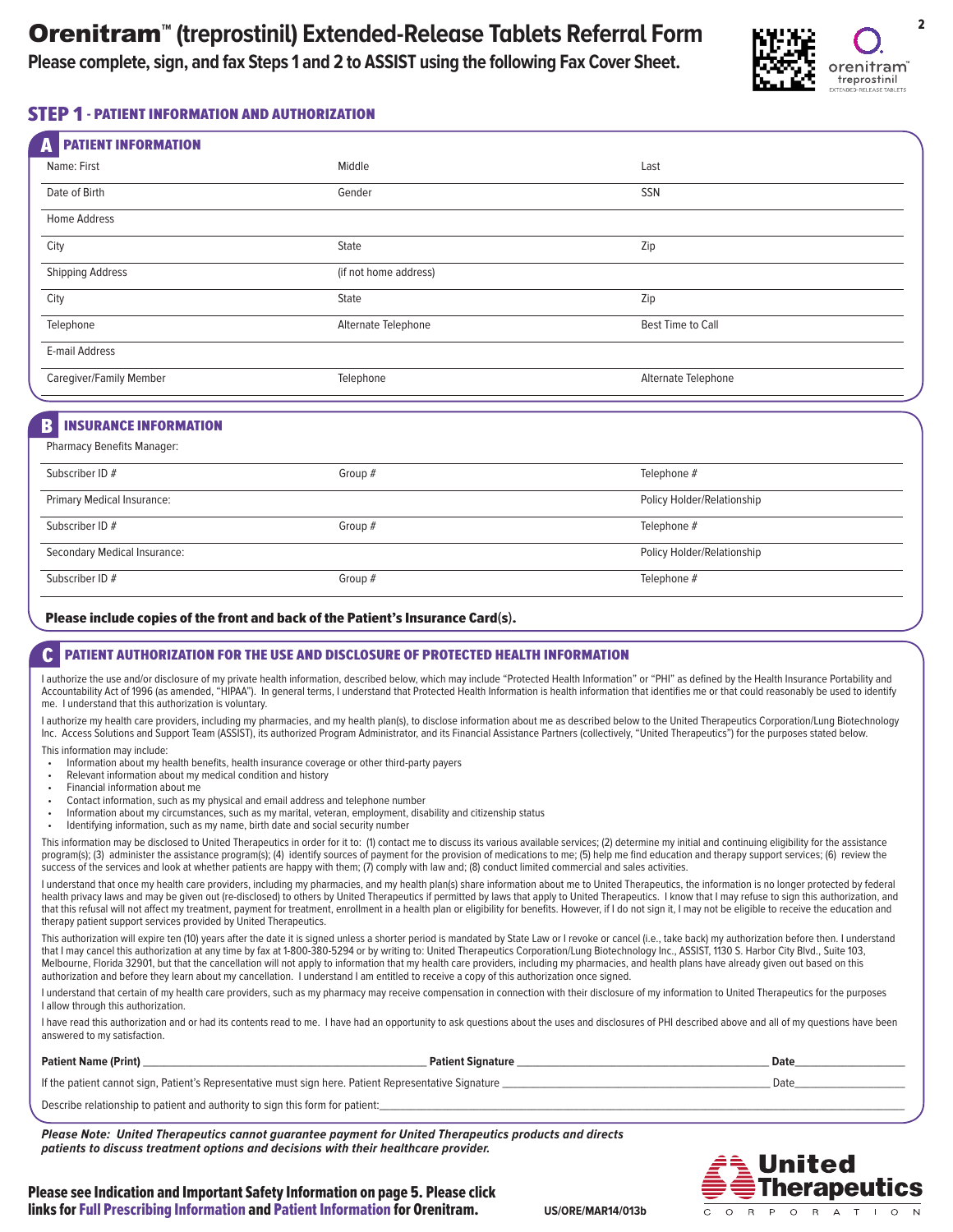# Orenitram™ (treprostinil) Extended-Release Tablets Referral Form

**Please complete, sign, and fax Steps 1 and 2 to ASSIST using the following Fax Cover Sheet.**

## STEP 1 - PATIENT INFORMATION AND AUTHORIZATION

### A PATIENT INFORMATION

| | | |
|---|---|---|
| Name: First | Middle | Last |
| Date of Birth | Gender | SSN |
| Home Address | | |
| City | State | Zip |
| Shipping Address | (if not home address) | |
| City | State | Zip |
| Telephone | Alternate Telephone | Best Time to Call |
| E-mail Address | | |
| Caregiver/Family Member | Telephone | Alternate Telephone |

### B INSURANCE INFORMATION

| | | |
|---|---|---|
| Pharmacy Benefits Manager: | | |
| Subscriber ID # | Group # | Telephone # |
| Primary Medical Insurance: | | Policy Holder/Relationship |
| Subscriber ID # | Group # | Telephone # |
| Secondary Medical Insurance: | | Policy Holder/Relationship |
| Subscriber ID # | Group # | Telephone # |

**Please include copies of the front and back of the Patient's Insurance Card(s).**

### C PATIENT AUTHORIZATION FOR THE USE AND DISCLOSURE OF PROTECTED HEALTH INFORMATION

I authorize the use and/or disclosure of my private health information, described below, which may include "Protected Health Information" or "PHI" as defined by the Health Insurance Portability and Accountability Act of 1996 (as amended, "HIPAA"). In general terms, I understand that Protected Health Information is health information that identifies me or that could reasonably be used to identify me. I understand that this authorization is voluntary.

I authorize my health care providers, including my pharmacies, and my health plan(s), to disclose information about me as described below to the United Therapeutics Corporation/Lung Biotechnology Inc. Access Solutions and Support Team (ASSIST), its authorized Program Administrator, and its Financial Assistance Partners (collectively, "United Therapeutics") for the purposes stated below.

This information may include:

- Information about my health benefits, health insurance coverage or other third-party payers
- Relevant information about my medical condition and history
- Financial information about me
- Contact information, such as my physical and email address and telephone number
- Information about my circumstances, such as my marital, veteran, employment, disability and citizenship status
- Identifying information, such as my name, birth date and social security number

This information may be disclosed to United Therapeutics in order for it to: (1) contact me to discuss its various available services; (2) determine my initial and continuing eligibility for the assistance program(s); (3) administer the assistance program(s); (4) identify sources of payment for the provision of medications to me; (5) help me find education and therapy support services; (6) review the success of the services and look at whether patients are happy with them; (7) comply with law and; (8) conduct limited commercial and sales activities.

I understand that once my health care providers, including my pharmacies, and my health plan(s) share information about me to United Therapeutics, the information is no longer protected by federal health privacy laws and may be given out (re-disclosed) to others by United Therapeutics if permitted by laws that apply to United Therapeutics. I know that I may refuse to sign this authorization, and that this refusal will not affect my treatment, payment for treatment, enrollment in a health plan or eligibility for benefits. However, if I do not sign it, I may not be eligible to receive the education and therapy patient support services provided by United Therapeutics.

This authorization will expire ten (10) years after the date it is signed unless a shorter period is mandated by State Law or I revoke or cancel (i.e., take back) my authorization before then. I understand that I may cancel this authorization at any time by fax at 1-800-380-5294 or by writing to: United Therapeutics Corporation/Lung Biotechnology Inc., ASSIST, 1130 S. Harbor City Blvd., Suite 103, Melbourne, Florida 32901, but that the cancellation will not apply to information that my health care providers, including my pharmacies, and health plans have already given out based on this authorization and before they learn about my cancellation. I understand I am entitled to receive a copy of this authorization once signed.

I understand that certain of my health care providers, such as my pharmacy may receive compensation in connection with their disclosure of my information to United Therapeutics for the purposes I allow through this authorization.

I have read this authorization and or had its contents read to me. I have had an opportunity to ask questions about the uses and disclosures of PHI described above and all of my questions have been answered to my satisfaction.

**Patient Name (Print)** ______________________ **Patient Signature** ______________________ **Date** __________

If the patient cannot sign, Patient's Representative must sign here. Patient Representative Signature ______________________ Date __________

Describe relationship to patient and authority to sign this form for patient: ______________________

***Please Note: United Therapeutics cannot guarantee payment for United Therapeutics products and directs patients to discuss treatment options and decisions with their healthcare provider.***

**Please see Indication and Important Safety Information on page 5. Please click links for Full Prescribing Information and Patient Information for Orenitram.**

US/ORE/MAR14/013b

United Therapeutics Corporation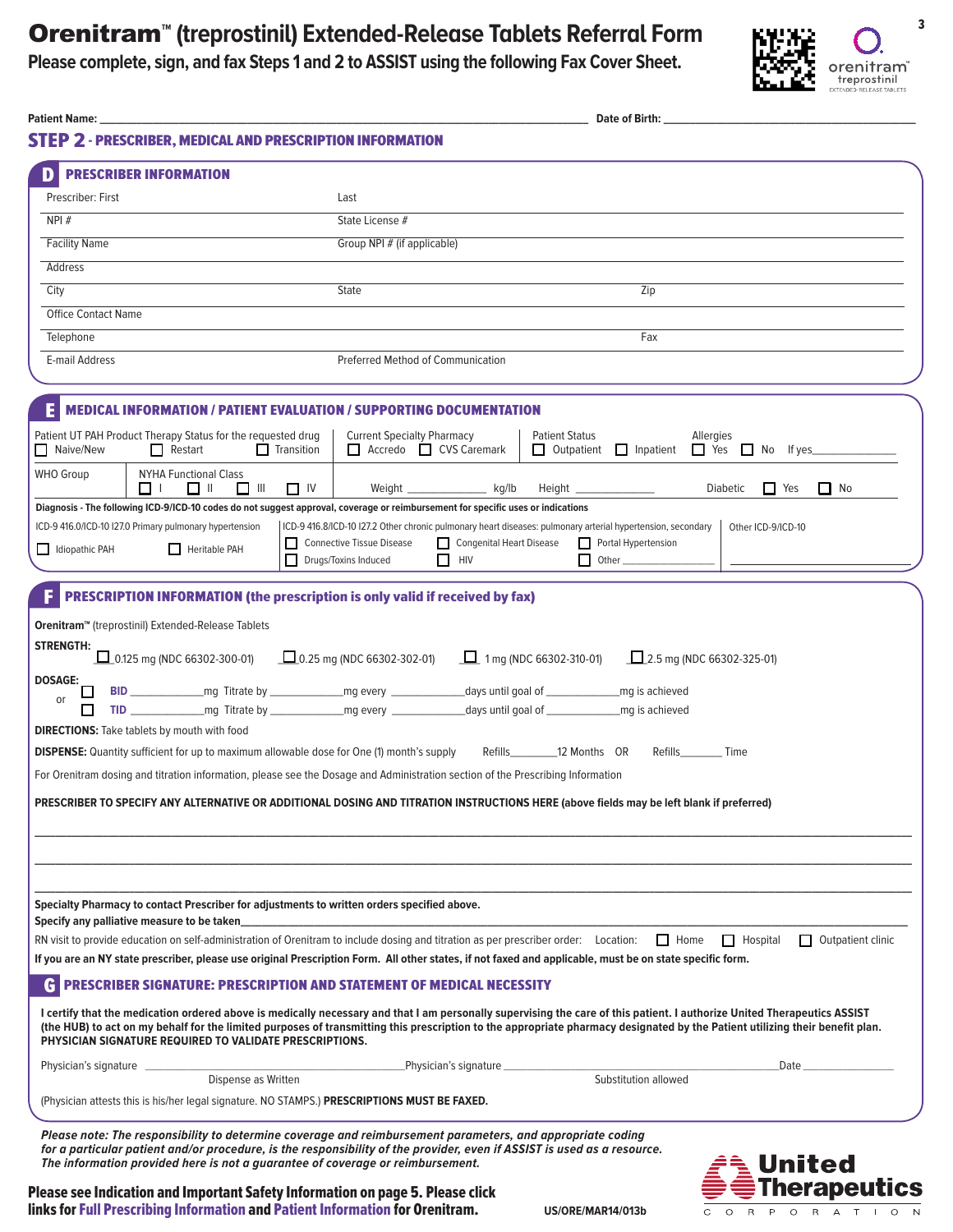# Orenitram™ (treprostinil) Extended-Release Tablets Referral Form

**Please complete, sign, and fax Steps 1 and 2 to ASSIST using the following Fax Cover Sheet.**

**Patient Name:** ______________________ **Date of Birth:** ______________________

## STEP 2 - PRESCRIBER, MEDICAL AND PRESCRIPTION INFORMATION

### D PRESCRIBER INFORMATION

| | | |
|---|---|---|
| Prescriber: First | Last | |
| NPI # | State License # | |
| Facility Name | Group NPI # (if applicable) | |
| Address | | |
| City | State | Zip |
| Office Contact Name | | |
| Telephone | | Fax |
| E-mail Address | Preferred Method of Communication | |

### E MEDICAL INFORMATION / PATIENT EVALUATION / SUPPORTING DOCUMENTATION

Patient UT PAH Product Therapy Status for the requested drug: ☐ Naive/New ☐ Restart ☐ Transition

Current Specialty Pharmacy: ☐ Accredo ☐ CVS Caremark

Patient Status: ☐ Outpatient ☐ Inpatient

Allergies: ☐ Yes ☐ No If yes______________

WHO Group ______

NYHA Functional Class: ☐ I ☐ II ☐ III ☐ IV

Weight ______________ kg/lb Height ______________

Diabetic ☐ Yes ☐ No

**Diagnosis - The following ICD-9/ICD-10 codes do not suggest approval, coverage or reimbursement for specific uses or indications**

ICD-9 416.0/ICD-10 I27.0 Primary pulmonary hypertension: ☐ Idiopathic PAH ☐ Heritable PAH

ICD-9 416.8/ICD-10 I27.2 Other chronic pulmonary heart diseases: pulmonary arterial hypertension, secondary: ☐ Connective Tissue Disease ☐ Congenital Heart Disease ☐ Portal Hypertension ☐ Drugs/Toxins Induced ☐ HIV ☐ Other ______________

Other ICD-9/ICD-10 ______________

### F PRESCRIPTION INFORMATION (the prescription is only valid if received by fax)

**Orenitram™** (treprostinil) Extended-Release Tablets

**STRENGTH:** ☐ 0.125 mg (NDC 66302-300-01) ☐ 0.25 mg (NDC 66302-302-01) ☐ 1 mg (NDC 66302-310-01) ☐ 2.5 mg (NDC 66302-325-01)

**DOSAGE:**
☐ **BID** ____________mg Titrate by ____________mg every ____________days until goal of ____________mg is achieved
or
☐ **TID** ____________mg Titrate by ____________mg every ____________days until goal of ____________mg is achieved

**DIRECTIONS:** Take tablets by mouth with food

**DISPENSE:** Quantity sufficient for up to maximum allowable dose for One (1) month's supply Refills________12 Months OR Refills_______ Time

For Orenitram dosing and titration information, please see the Dosage and Administration section of the Prescribing Information

**PRESCRIBER TO SPECIFY ANY ALTERNATIVE OR ADDITIONAL DOSING AND TITRATION INSTRUCTIONS HERE (above fields may be left blank if preferred)**

______________________________________________

______________________________________________

______________________________________________

**Specialty Pharmacy to contact Prescriber for adjustments to written orders specified above.**

**Specify any palliative measure to be taken**______________________________

RN visit to provide education on self-administration of Orenitram to include dosing and titration as per prescriber order: Location: ☐ Home ☐ Hospital ☐ Outpatient clinic

**If you are an NY state prescriber, please use original Prescription Form. All other states, if not faxed and applicable, must be on state specific form.**

### G PRESCRIBER SIGNATURE: PRESCRIPTION AND STATEMENT OF MEDICAL NECESSITY

**I certify that the medication ordered above is medically necessary and that I am personally supervising the care of this patient. I authorize United Therapeutics ASSIST (the HUB) to act on my behalf for the limited purposes of transmitting this prescription to the appropriate pharmacy designated by the Patient utilizing their benefit plan. PHYSICIAN SIGNATURE REQUIRED TO VALIDATE PRESCRIPTIONS.**

Physician's signature ______________________ Physician's signature ______________________ Date ______________
Dispense as Written Substitution allowed

(Physician attests this is his/her legal signature. NO STAMPS.) **PRESCRIPTIONS MUST BE FAXED.**

***Please note: The responsibility to determine coverage and reimbursement parameters, and appropriate coding for a particular patient and/or procedure, is the responsibility of the provider, even if ASSIST is used as a resource. The information provided here is not a guarantee of coverage or reimbursement.***

**Please see Indication and Important Safety Information on page 5. Please click links for Full Prescribing Information and Patient Information for Orenitram.**

US/ORE/MAR14/013b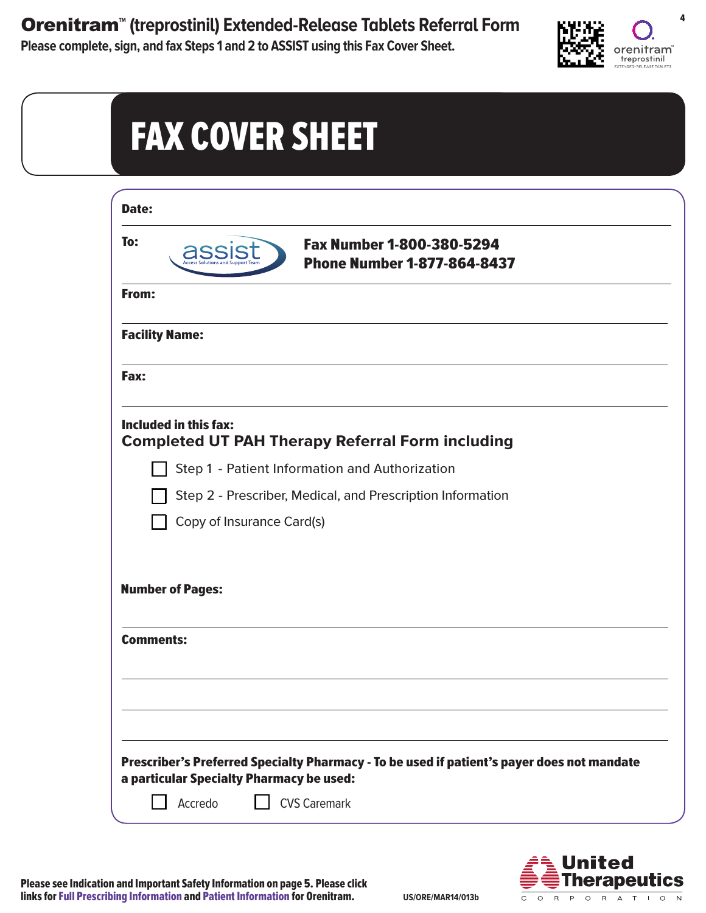# Orenitram™ (treprostinil) Extended-Release Tablets Referral Form

**Please complete, sign, and fax Steps 1 and 2 to ASSIST using this Fax Cover Sheet.**

orenitram™ treprostinil EXTENDED-RELEASE TABLETS

## FAX COVER SHEET

**Date:**

**To:** assist Access Solutions and Support Team

**Fax Number 1-800-380-5294**
**Phone Number 1-877-864-8437**

**From:**

**Facility Name:**

**Fax:**

**Included in this fax:**
**Completed UT PAH Therapy Referral Form including**

- ☐ Step 1 - Patient Information and Authorization
- ☐ Step 2 - Prescriber, Medical, and Prescription Information
- ☐ Copy of Insurance Card(s)

**Number of Pages:**

**Comments:**

**Prescriber's Preferred Specialty Pharmacy - To be used if patient's payer does not mandate a particular Specialty Pharmacy be used:**

- ☐ Accredo
- ☐ CVS Caremark

**Please see Indication and Important Safety Information on page 5. Please click links for Full Prescribing Information and Patient Information for Orenitram.**

US/ORE/MAR14/013b

United Therapeutics CORPORATION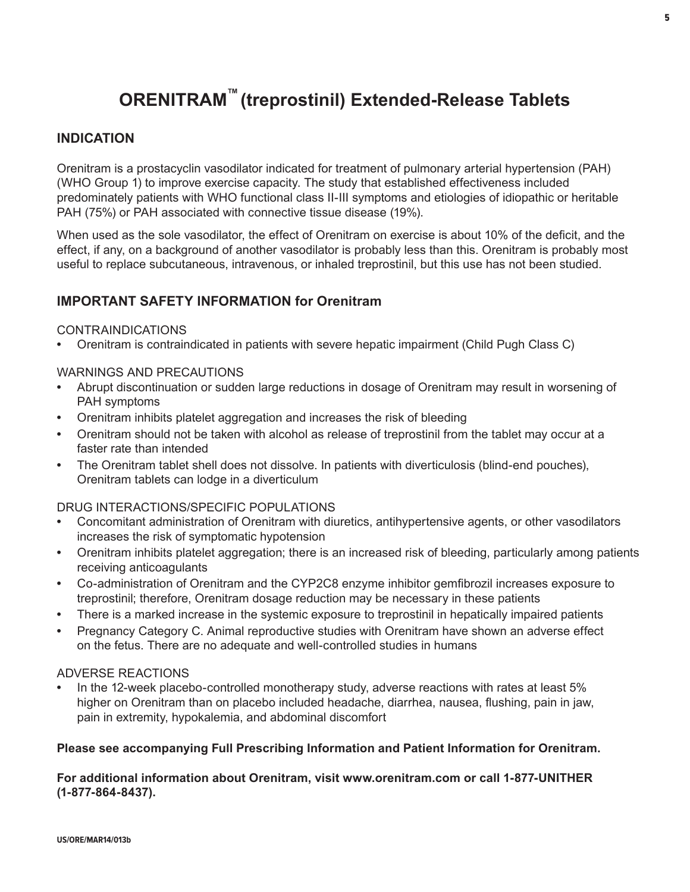# ORENITRAM™ (treprostinil) Extended-Release Tablets

## INDICATION

Orenitram is a prostacyclin vasodilator indicated for treatment of pulmonary arterial hypertension (PAH) (WHO Group 1) to improve exercise capacity. The study that established effectiveness included predominately patients with WHO functional class II-III symptoms and etiologies of idiopathic or heritable PAH (75%) or PAH associated with connective tissue disease (19%).

When used as the sole vasodilator, the effect of Orenitram on exercise is about 10% of the deficit, and the effect, if any, on a background of another vasodilator is probably less than this. Orenitram is probably most useful to replace subcutaneous, intravenous, or inhaled treprostinil, but this use has not been studied.

## IMPORTANT SAFETY INFORMATION for Orenitram

CONTRAINDICATIONS

- Orenitram is contraindicated in patients with severe hepatic impairment (Child Pugh Class C)

WARNINGS AND PRECAUTIONS

- Abrupt discontinuation or sudden large reductions in dosage of Orenitram may result in worsening of PAH symptoms
- Orenitram inhibits platelet aggregation and increases the risk of bleeding
- Orenitram should not be taken with alcohol as release of treprostinil from the tablet may occur at a faster rate than intended
- The Orenitram tablet shell does not dissolve. In patients with diverticulosis (blind-end pouches), Orenitram tablets can lodge in a diverticulum

DRUG INTERACTIONS/SPECIFIC POPULATIONS

- Concomitant administration of Orenitram with diuretics, antihypertensive agents, or other vasodilators increases the risk of symptomatic hypotension
- Orenitram inhibits platelet aggregation; there is an increased risk of bleeding, particularly among patients receiving anticoagulants
- Co-administration of Orenitram and the CYP2C8 enzyme inhibitor gemfibrozil increases exposure to treprostinil; therefore, Orenitram dosage reduction may be necessary in these patients
- There is a marked increase in the systemic exposure to treprostinil in hepatically impaired patients
- Pregnancy Category C. Animal reproductive studies with Orenitram have shown an adverse effect on the fetus. There are no adequate and well-controlled studies in humans

ADVERSE REACTIONS

- In the 12-week placebo-controlled monotherapy study, adverse reactions with rates at least 5% higher on Orenitram than on placebo included headache, diarrhea, nausea, flushing, pain in jaw, pain in extremity, hypokalemia, and abdominal discomfort

**Please see accompanying Full Prescribing Information and Patient Information for Orenitram.**

**For additional information about Orenitram, visit www.orenitram.com or call 1-877-UNITHER (1-877-864-8437).**

US/ORE/MAR14/013b